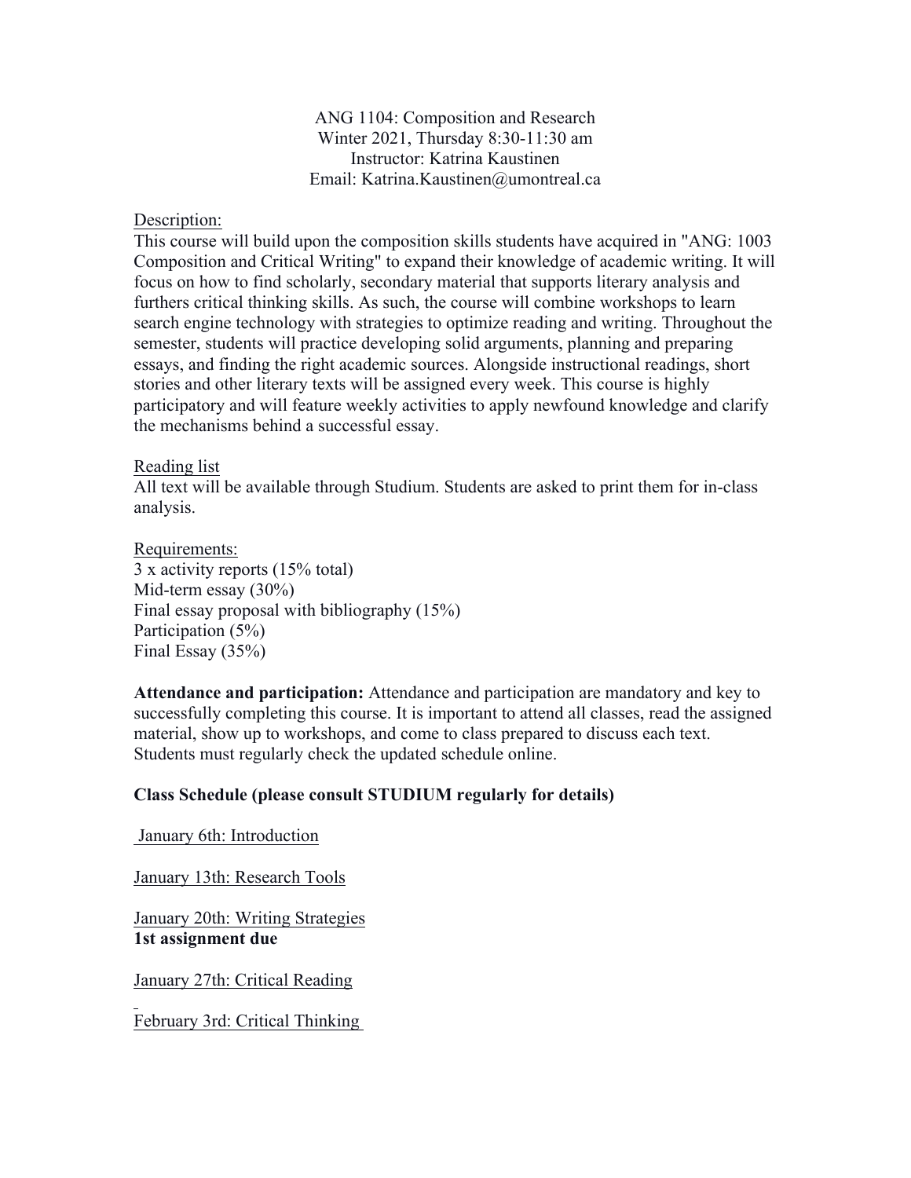ANG 1104: Composition and Research
Winter 2021, Thursday 8:30-11:30 am
Instructor: Katrina Kaustinen
Email: Katrina.Kaustinen@umontreal.ca

Description:
This course will build upon the composition skills students have acquired in "ANG: 1003 Composition and Critical Writing" to expand their knowledge of academic writing. It will focus on how to find scholarly, secondary material that supports literary analysis and furthers critical thinking skills. As such, the course will combine workshops to learn search engine technology with strategies to optimize reading and writing. Throughout the semester, students will practice developing solid arguments, planning and preparing essays, and finding the right academic sources. Alongside instructional readings, short stories and other literary texts will be assigned every week. This course is highly participatory and will feature weekly activities to apply newfound knowledge and clarify the mechanisms behind a successful essay.

Reading list
All text will be available through Studium. Students are asked to print them for in-class analysis.

Requirements:
3 x activity reports (15% total)
Mid-term essay (30%)
Final essay proposal with bibliography (15%)
Participation (5%)
Final Essay (35%)

**Attendance and participation:** Attendance and participation are mandatory and key to successfully completing this course. It is important to attend all classes, read the assigned material, show up to workshops, and come to class prepared to discuss each text. Students must regularly check the updated schedule online.

**Class Schedule (please consult STUDIUM regularly for details)**

January 6th: Introduction

January 13th: Research Tools

January 20th: Writing Strategies
**1st assignment due**

January 27th: Critical Reading

February 3rd: Critical Thinking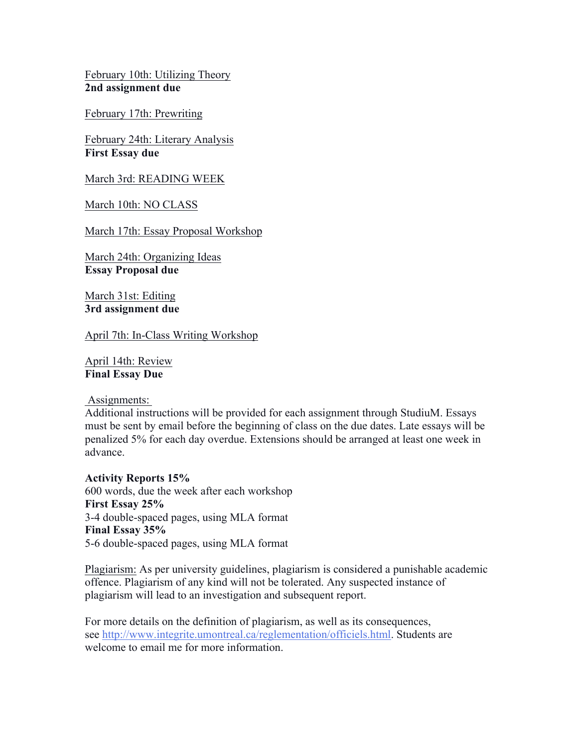<u>February 10th: Utilizing Theory</u>
**2nd assignment due**

<u>February 17th: Prewriting</u>

<u>February 24th: Literary Analysis</u>
**First Essay due**

<u>March 3rd: READING WEEK</u>

<u>March 10th: NO CLASS</u>

<u>March 17th: Essay Proposal Workshop</u>

<u>March 24th: Organizing Ideas</u>
**Essay Proposal due**

<u>March 31st: Editing</u>
**3rd assignment due**

<u>April 7th: In-Class Writing Workshop</u>

<u>April 14th: Review</u>
**Final Essay Due**

<u>Assignments:</u>
Additional instructions will be provided for each assignment through StudiuM. Essays must be sent by email before the beginning of class on the due dates. Late essays will be penalized 5% for each day overdue. Extensions should be arranged at least one week in advance.

**Activity Reports 15%**
600 words, due the week after each workshop
**First Essay 25%**
3-4 double-spaced pages, using MLA format
**Final Essay 35%**
5-6 double-spaced pages, using MLA format

<u>Plagiarism:</u> As per university guidelines, plagiarism is considered a punishable academic offence. Plagiarism of any kind will not be tolerated. Any suspected instance of plagiarism will lead to an investigation and subsequent report.

For more details on the definition of plagiarism, as well as its consequences, see [http://www.integrite.umontreal.ca/reglementation/officiels.html](http://www.integrite.umontreal.ca/reglementation/officiels.html). Students are welcome to email me for more information.